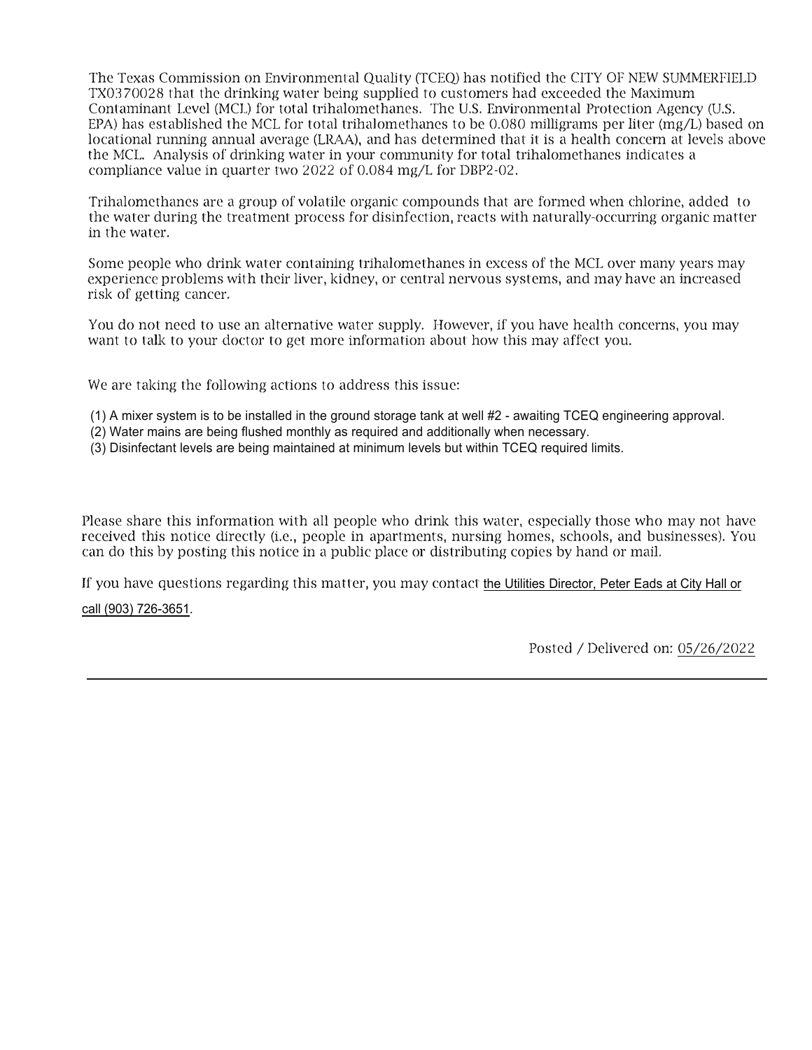The Texas Commission on Environmental Quality (TCEQ) has notified the CITY OF NEW SUMMERFIELD TX0370028 that the drinking water being supplied to customers had exceeded the Maximum Contaminant Level (MCL) for total trihalomethanes. The U.S. Environmental Protection Agency (U.S. EPA) has established the MCL for total trihalomethanes to be 0.080 milligrams per liter (mg/L) based on locational running annual average (LRAA), and has determined that it is a health concern at levels above the MCL. Analysis of drinking water in your community for total trihalomethanes indicates a compliance value in quarter two 2022 of 0.084 mg/L for DBP2-02.

Trihalomethanes are a group of volatile organic compounds that are formed when chlorine, added to the water during the treatment process for disinfection, reacts with naturally-occurring organic matter in the water.

Some people who drink water containing trihalomethanes in excess of the MCL over many years may experience problems with their liver, kidney, or central nervous systems, and may have an increased risk of getting cancer.

You do not need to use an alternative water supply. However, if you have health concerns, you may want to talk to your doctor to get more information about how this may affect you.

We are taking the following actions to address this issue:

(1) A mixer system is to be installed in the ground storage tank at well #2 - awaiting TCEQ engineering approval.
(2) Water mains are being flushed monthly as required and additionally when necessary.
(3) Disinfectant levels are being maintained at minimum levels but within TCEQ required limits.

Please share this information with all people who drink this water, especially those who may not have received this notice directly (i.e., people in apartments, nursing homes, schools, and businesses). You can do this by posting this notice in a public place or distributing copies by hand or mail.

If you have questions regarding this matter, you may contact the Utilities Director, Peter Eads at City Hall or call (903) 726-3651.

Posted / Delivered on: 05/26/2022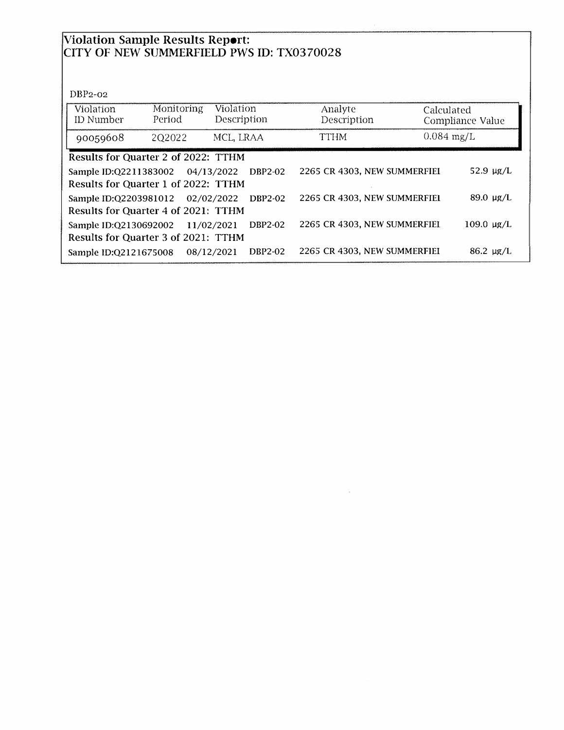# Violation Sample Results Report:
# CITY OF NEW SUMMERFIELD PWS ID: TX0370028

DBP2-02

| Violation ID Number | Monitoring Period | Violation Description | Analyte Description | Calculated Compliance Value |
|---|---|---|---|---|
| 90059608 | 2Q2022 | MCL, LRAA | TTHM | 0.084 mg/L |

**Results for Quarter 2 of 2022: TTHM**

| | | | | |
|---|---|---|---|---|
| Sample ID:Q2211383002 | 04/13/2022 | DBP2-02 | 2265 CR 4303, NEW SUMMERFIEL | 52.9 µg/L |

**Results for Quarter 1 of 2022: TTHM**

| | | | | |
|---|---|---|---|---|
| Sample ID:Q2203981012 | 02/02/2022 | DBP2-02 | 2265 CR 4303, NEW SUMMERFIEL | 89.0 µg/L |

**Results for Quarter 4 of 2021: TTHM**

| | | | | |
|---|---|---|---|---|
| Sample ID:Q2130692002 | 11/02/2021 | DBP2-02 | 2265 CR 4303, NEW SUMMERFIEL | 109.0 µg/L |

**Results for Quarter 3 of 2021: TTHM**

| | | | | |
|---|---|---|---|---|
| Sample ID:Q2121675008 | 08/12/2021 | DBP2-02 | 2265 CR 4303, NEW SUMMERFIEL | 86.2 µg/L |